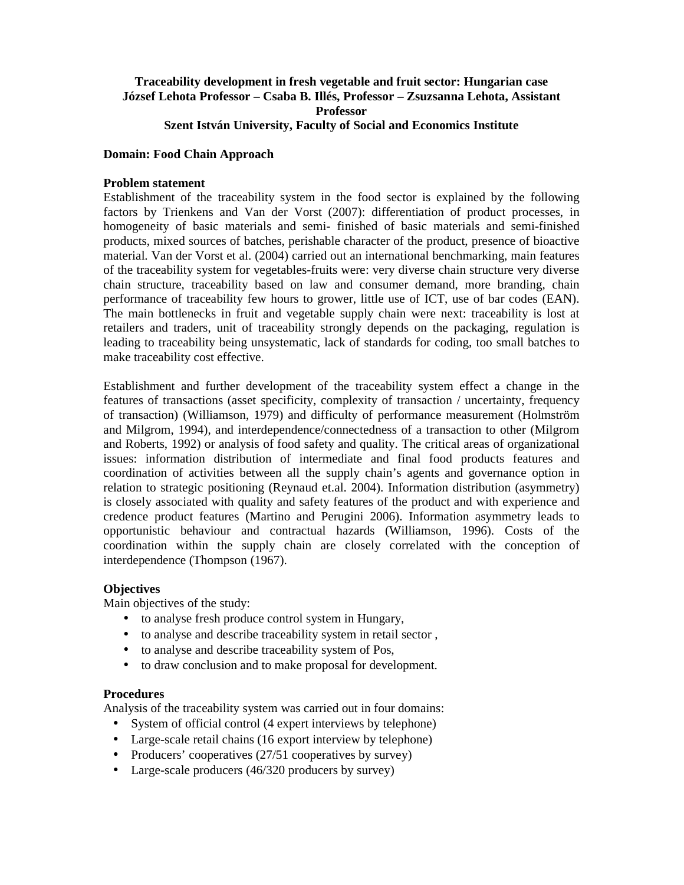**Traceability development in fresh vegetable and fruit sector: Hungarian case**
**József Lehota Professor – Csaba B. Illés, Professor – Zsuzsanna Lehota, Assistant Professor**
**Szent István University, Faculty of Social and Economics Institute**

**Domain: Food Chain Approach**

## Problem statement

Establishment of the traceability system in the food sector is explained by the following factors by Trienkens and Van der Vorst (2007): differentiation of product processes, in homogeneity of basic materials and semi- finished of basic materials and semi-finished products, mixed sources of batches, perishable character of the product, presence of bioactive material. Van der Vorst et al. (2004) carried out an international benchmarking, main features of the traceability system for vegetables-fruits were: very diverse chain structure very diverse chain structure, traceability based on law and consumer demand, more branding, chain performance of traceability few hours to grower, little use of ICT, use of bar codes (EAN). The main bottlenecks in fruit and vegetable supply chain were next: traceability is lost at retailers and traders, unit of traceability strongly depends on the packaging, regulation is leading to traceability being unsystematic, lack of standards for coding, too small batches to make traceability cost effective.

Establishment and further development of the traceability system effect a change in the features of transactions (asset specificity, complexity of transaction / uncertainty, frequency of transaction) (Williamson, 1979) and difficulty of performance measurement (Holmström and Milgrom, 1994), and interdependence/connectedness of a transaction to other (Milgrom and Roberts, 1992) or analysis of food safety and quality. The critical areas of organizational issues: information distribution of intermediate and final food products features and coordination of activities between all the supply chain's agents and governance option in relation to strategic positioning (Reynaud et.al. 2004). Information distribution (asymmetry) is closely associated with quality and safety features of the product and with experience and credence product features (Martino and Perugini 2006). Information asymmetry leads to opportunistic behaviour and contractual hazards (Williamson, 1996). Costs of the coordination within the supply chain are closely correlated with the conception of interdependence (Thompson (1967).

## Objectives

Main objectives of the study:

- to analyse fresh produce control system in Hungary,
- to analyse and describe traceability system in retail sector ,
- to analyse and describe traceability system of Pos,
- to draw conclusion and to make proposal for development.

## Procedures

Analysis of the traceability system was carried out in four domains:

- System of official control (4 expert interviews by telephone)
- Large-scale retail chains (16 export interview by telephone)
- Producers' cooperatives (27/51 cooperatives by survey)
- Large-scale producers (46/320 producers by survey)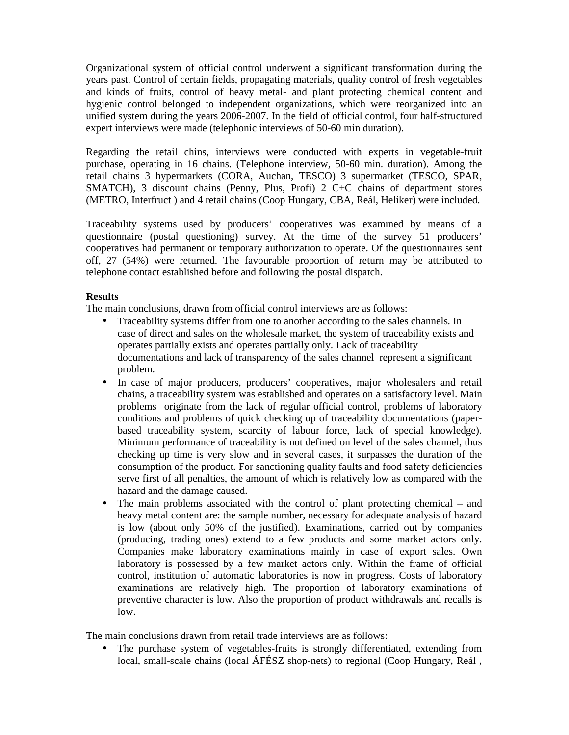Organizational system of official control underwent a significant transformation during the years past. Control of certain fields, propagating materials, quality control of fresh vegetables and kinds of fruits, control of heavy metal- and plant protecting chemical content and hygienic control belonged to independent organizations, which were reorganized into an unified system during the years 2006-2007. In the field of official control, four half-structured expert interviews were made (telephonic interviews of 50-60 min duration).

Regarding the retail chins, interviews were conducted with experts in vegetable-fruit purchase, operating in 16 chains. (Telephone interview, 50-60 min. duration). Among the retail chains 3 hypermarkets (CORA, Auchan, TESCO) 3 supermarket (TESCO, SPAR, SMATCH), 3 discount chains (Penny, Plus, Profi) 2 C+C chains of department stores (METRO, Interfruct ) and 4 retail chains (Coop Hungary, CBA, Reál, Heliker) were included.

Traceability systems used by producers' cooperatives was examined by means of a questionnaire (postal questioning) survey. At the time of the survey 51 producers' cooperatives had permanent or temporary authorization to operate. Of the questionnaires sent off, 27 (54%) were returned. The favourable proportion of return may be attributed to telephone contact established before and following the postal dispatch.

**Results**

The main conclusions, drawn from official control interviews are as follows:

- Traceability systems differ from one to another according to the sales channels. In case of direct and sales on the wholesale market, the system of traceability exists and operates partially exists and operates partially only. Lack of traceability documentations and lack of transparency of the sales channel represent a significant problem.
- In case of major producers, producers' cooperatives, major wholesalers and retail chains, a traceability system was established and operates on a satisfactory level. Main problems originate from the lack of regular official control, problems of laboratory conditions and problems of quick checking up of traceability documentations (paper-based traceability system, scarcity of labour force, lack of special knowledge). Minimum performance of traceability is not defined on level of the sales channel, thus checking up time is very slow and in several cases, it surpasses the duration of the consumption of the product. For sanctioning quality faults and food safety deficiencies serve first of all penalties, the amount of which is relatively low as compared with the hazard and the damage caused.
- The main problems associated with the control of plant protecting chemical – and heavy metal content are: the sample number, necessary for adequate analysis of hazard is low (about only 50% of the justified). Examinations, carried out by companies (producing, trading ones) extend to a few products and some market actors only. Companies make laboratory examinations mainly in case of export sales. Own laboratory is possessed by a few market actors only. Within the frame of official control, institution of automatic laboratories is now in progress. Costs of laboratory examinations are relatively high. The proportion of laboratory examinations of preventive character is low. Also the proportion of product withdrawals and recalls is low.

The main conclusions drawn from retail trade interviews are as follows:

- The purchase system of vegetables-fruits is strongly differentiated, extending from local, small-scale chains (local ÁFÉSZ shop-nets) to regional (Coop Hungary, Reál ,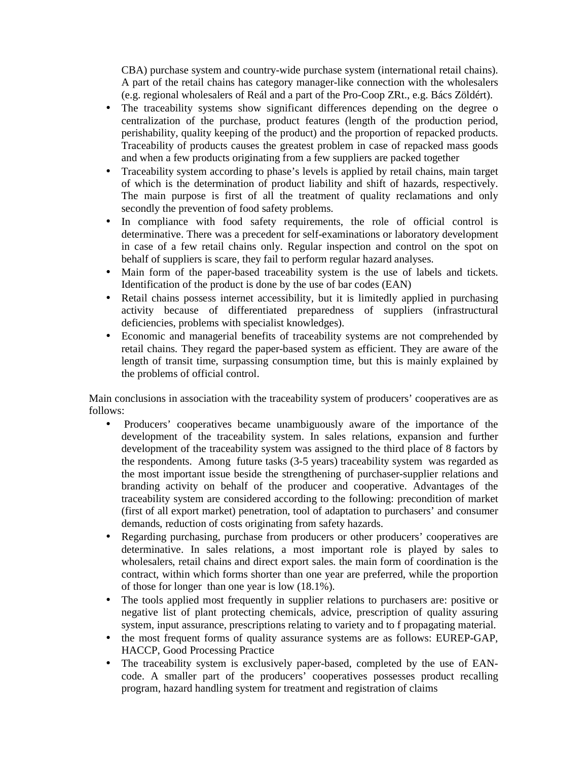CBA) purchase system and country-wide purchase system (international retail chains). A part of the retail chains has category manager-like connection with the wholesalers (e.g. regional wholesalers of Reál and a part of the Pro-Coop ZRt., e.g. Bács Zöldért).

- The traceability systems show significant differences depending on the degree o centralization of the purchase, product features (length of the production period, perishability, quality keeping of the product) and the proportion of repacked products. Traceability of products causes the greatest problem in case of repacked mass goods and when a few products originating from a few suppliers are packed together
- Traceability system according to phase's levels is applied by retail chains, main target of which is the determination of product liability and shift of hazards, respectively. The main purpose is first of all the treatment of quality reclamations and only secondly the prevention of food safety problems.
- In compliance with food safety requirements, the role of official control is determinative. There was a precedent for self-examinations or laboratory development in case of a few retail chains only. Regular inspection and control on the spot on behalf of suppliers is scare, they fail to perform regular hazard analyses.
- Main form of the paper-based traceability system is the use of labels and tickets. Identification of the product is done by the use of bar codes (EAN)
- Retail chains possess internet accessibility, but it is limitedly applied in purchasing activity because of differentiated preparedness of suppliers (infrastructural deficiencies, problems with specialist knowledges).
- Economic and managerial benefits of traceability systems are not comprehended by retail chains. They regard the paper-based system as efficient. They are aware of the length of transit time, surpassing consumption time, but this is mainly explained by the problems of official control.

Main conclusions in association with the traceability system of producers' cooperatives are as follows:

- Producers' cooperatives became unambiguously aware of the importance of the development of the traceability system. In sales relations, expansion and further development of the traceability system was assigned to the third place of 8 factors by the respondents. Among future tasks (3-5 years) traceability system was regarded as the most important issue beside the strengthening of purchaser-supplier relations and branding activity on behalf of the producer and cooperative. Advantages of the traceability system are considered according to the following: precondition of market (first of all export market) penetration, tool of adaptation to purchasers' and consumer demands, reduction of costs originating from safety hazards.
- Regarding purchasing, purchase from producers or other producers' cooperatives are determinative. In sales relations, a most important role is played by sales to wholesalers, retail chains and direct export sales. the main form of coordination is the contract, within which forms shorter than one year are preferred, while the proportion of those for longer than one year is low (18.1%).
- The tools applied most frequently in supplier relations to purchasers are: positive or negative list of plant protecting chemicals, advice, prescription of quality assuring system, input assurance, prescriptions relating to variety and to f propagating material.
- the most frequent forms of quality assurance systems are as follows: EUREP-GAP, HACCP, Good Processing Practice
- The traceability system is exclusively paper-based, completed by the use of EAN-code. A smaller part of the producers' cooperatives possesses product recalling program, hazard handling system for treatment and registration of claims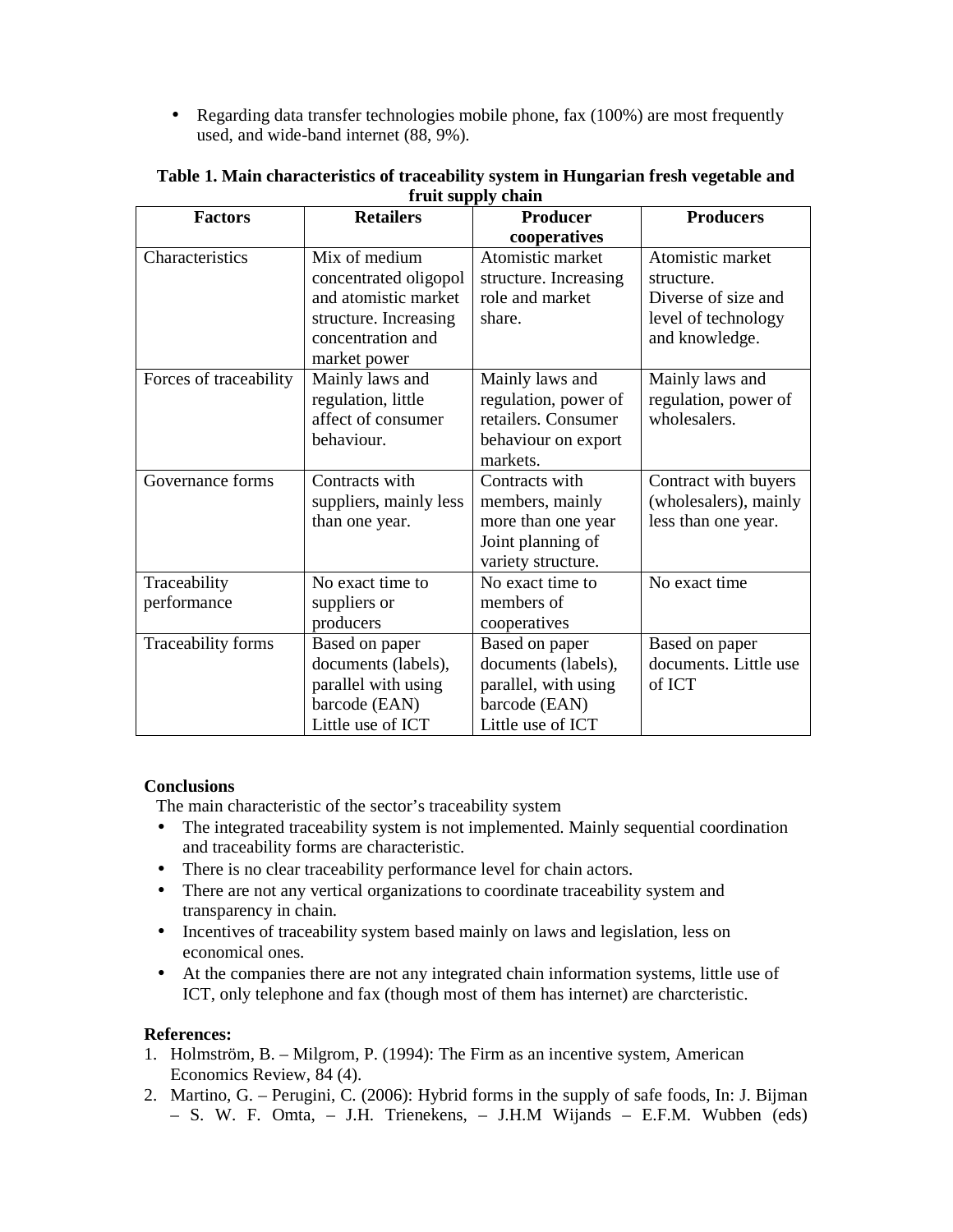- Regarding data transfer technologies mobile phone, fax (100%) are most frequently used, and wide-band internet (88, 9%).

**Table 1. Main characteristics of traceability system in Hungarian fresh vegetable and fruit supply chain**

| Factors | Retailers | Producer cooperatives | Producers |
|---|---|---|---|
| Characteristics | Mix of medium concentrated oligopol and atomistic market structure. Increasing concentration and market power | Atomistic market structure. Increasing role and market share. | Atomistic market structure. Diverse of size and level of technology and knowledge. |
| Forces of traceability | Mainly laws and regulation, little affect of consumer behaviour. | Mainly laws and regulation, power of retailers. Consumer behaviour on export markets. | Mainly laws and regulation, power of wholesalers. |
| Governance forms | Contracts with suppliers, mainly less than one year. | Contracts with members, mainly more than one year Joint planning of variety structure. | Contract with buyers (wholesalers), mainly less than one year. |
| Traceability performance | No exact time to suppliers or producers | No exact time to members of cooperatives | No exact time |
| Traceability forms | Based on paper documents (labels), parallel with using barcode (EAN) Little use of ICT | Based on paper documents (labels), parallel, with using barcode (EAN) Little use of ICT | Based on paper documents. Little use of ICT |

**Conclusions**

The main characteristic of the sector's traceability system

- The integrated traceability system is not implemented. Mainly sequential coordination and traceability forms are characteristic.
- There is no clear traceability performance level for chain actors.
- There are not any vertical organizations to coordinate traceability system and transparency in chain.
- Incentives of traceability system based mainly on laws and legislation, less on economical ones.
- At the companies there are not any integrated chain information systems, little use of ICT, only telephone and fax (though most of them has internet) are charcteristic.

**References:**

1. Holmström, B. – Milgrom, P. (1994): The Firm as an incentive system, American Economics Review, 84 (4).
2. Martino, G. – Perugini, C. (2006): Hybrid forms in the supply of safe foods, In: J. Bijman – S. W. F. Omta, – J.H. Trienekens, – J.H.M Wijands – E.F.M. Wubben (eds)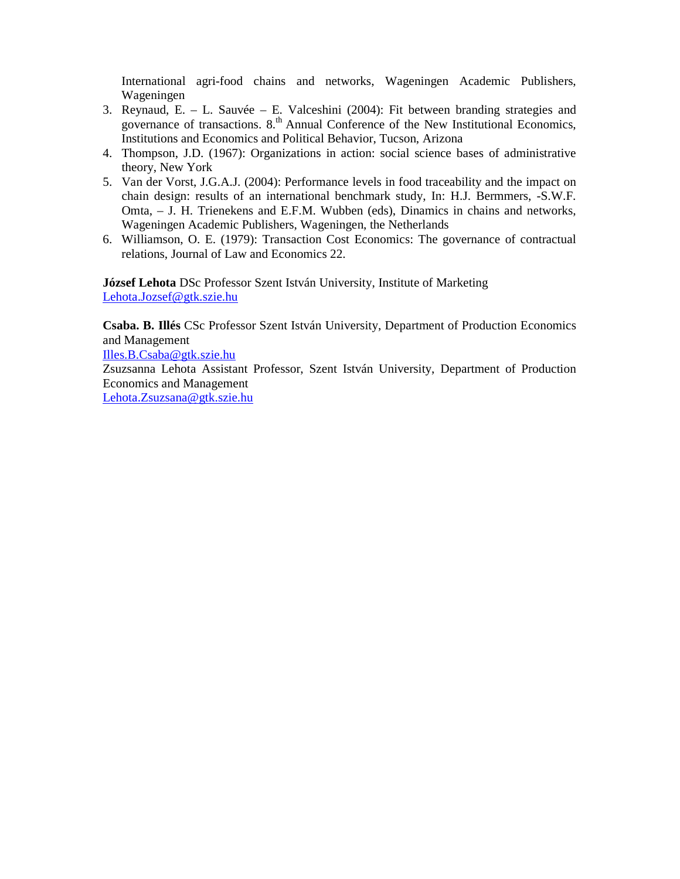International agri-food chains and networks, Wageningen Academic Publishers, Wageningen

3. Reynaud, E. – L. Sauvée – E. Valceshini (2004): Fit between branding strategies and governance of transactions. 8.th Annual Conference of the New Institutional Economics, Institutions and Economics and Political Behavior, Tucson, Arizona
4. Thompson, J.D. (1967): Organizations in action: social science bases of administrative theory, New York
5. Van der Vorst, J.G.A.J. (2004): Performance levels in food traceability and the impact on chain design: results of an international benchmark study, In: H.J. Bermmers, -S.W.F. Omta, – J. H. Trienekens and E.F.M. Wubben (eds), Dinamics in chains and networks, Wageningen Academic Publishers, Wageningen, the Netherlands
6. Williamson, O. E. (1979): Transaction Cost Economics: The governance of contractual relations, Journal of Law and Economics 22.

**József Lehota** DSc Professor Szent István University, Institute of Marketing
Lehota.Jozsef@gtk.szie.hu

**Csaba. B. Illés** CSc Professor Szent István University, Department of Production Economics and Management
Illes.B.Csaba@gtk.szie.hu
Zsuzsanna Lehota Assistant Professor, Szent István University, Department of Production Economics and Management
Lehota.Zsuzsana@gtk.szie.hu